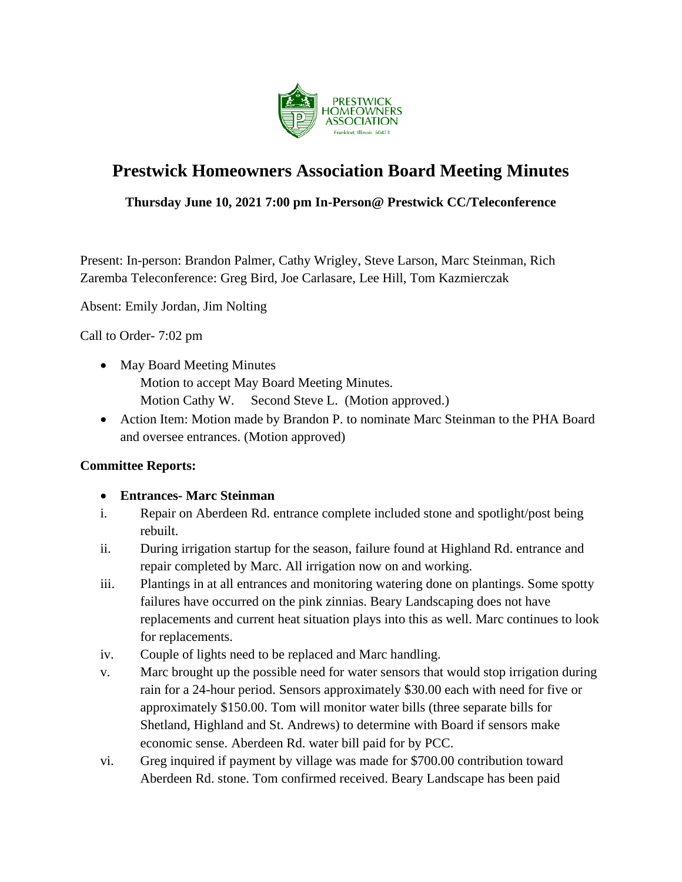# Prestwick Homeowners Association Board Meeting Minutes

**Thursday June 10, 2021 7:00 pm In-Person@ Prestwick CC/Teleconference**

Present: In-person: Brandon Palmer, Cathy Wrigley, Steve Larson, Marc Steinman, Rich Zaremba Teleconference: Greg Bird, Joe Carlasare, Lee Hill, Tom Kazmierczak

Absent: Emily Jordan, Jim Nolting

Call to Order- 7:02 pm

- May Board Meeting Minutes
  Motion to accept May Board Meeting Minutes.
  Motion Cathy W. Second Steve L. (Motion approved.)
- Action Item: Motion made by Brandon P. to nominate Marc Steinman to the PHA Board and oversee entrances. (Motion approved)

**Committee Reports:**

- **Entrances- Marc Steinman**

i. Repair on Aberdeen Rd. entrance complete included stone and spotlight/post being rebuilt.

ii. During irrigation startup for the season, failure found at Highland Rd. entrance and repair completed by Marc. All irrigation now on and working.

iii. Plantings in at all entrances and monitoring watering done on plantings. Some spotty failures have occurred on the pink zinnias. Beary Landscaping does not have replacements and current heat situation plays into this as well. Marc continues to look for replacements.

iv. Couple of lights need to be replaced and Marc handling.

v. Marc brought up the possible need for water sensors that would stop irrigation during rain for a 24-hour period. Sensors approximately $30.00 each with need for five or approximately $150.00. Tom will monitor water bills (three separate bills for Shetland, Highland and St. Andrews) to determine with Board if sensors make economic sense. Aberdeen Rd. water bill paid for by PCC.

vi. Greg inquired if payment by village was made for $700.00 contribution toward Aberdeen Rd. stone. Tom confirmed received. Beary Landscape has been paid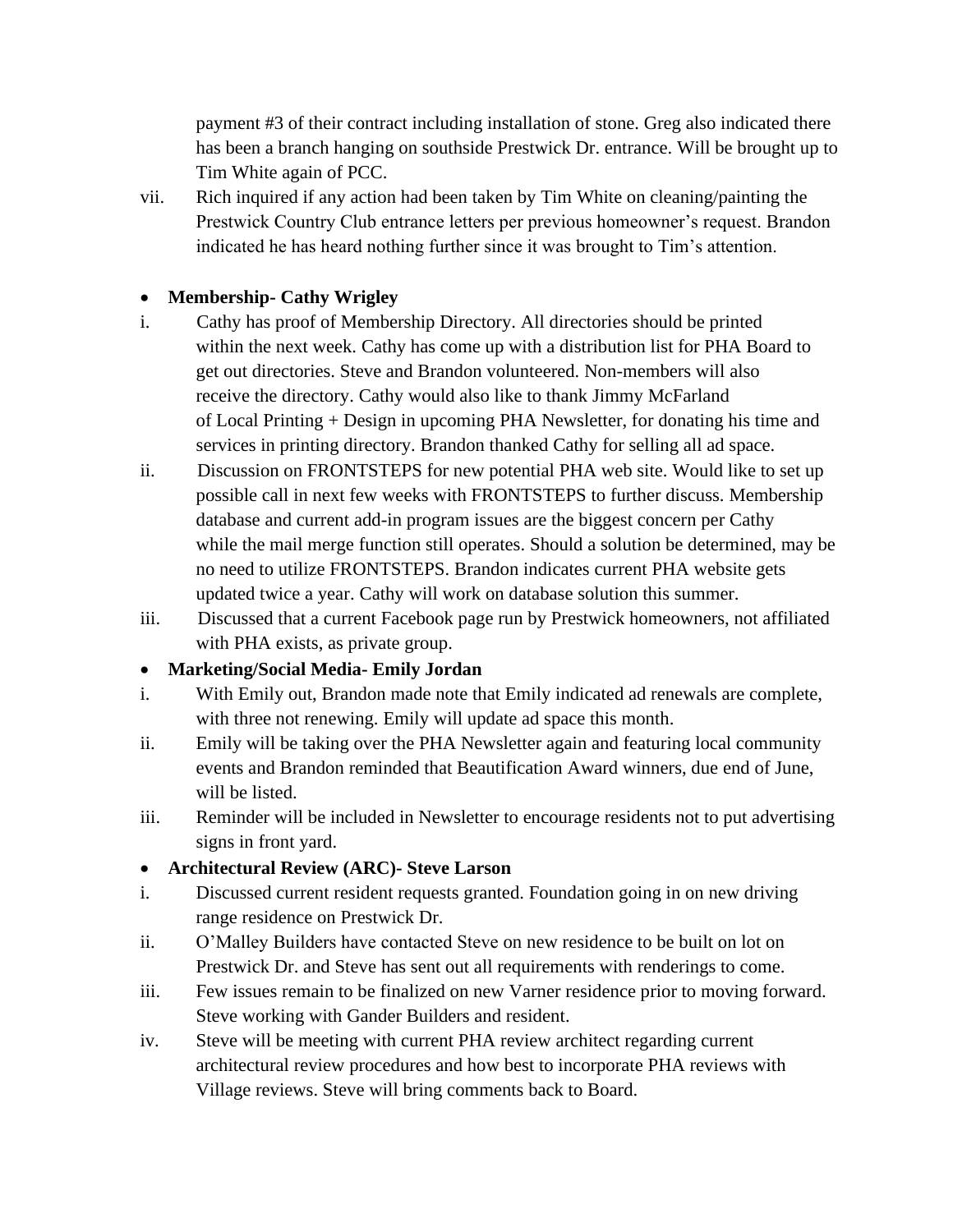payment #3 of their contract including installation of stone. Greg also indicated there has been a branch hanging on southside Prestwick Dr. entrance. Will be brought up to Tim White again of PCC.

vii. Rich inquired if any action had been taken by Tim White on cleaning/painting the Prestwick Country Club entrance letters per previous homeowner's request. Brandon indicated he has heard nothing further since it was brought to Tim's attention.

- **Membership- Cathy Wrigley**

i. Cathy has proof of Membership Directory. All directories should be printed within the next week. Cathy has come up with a distribution list for PHA Board to get out directories. Steve and Brandon volunteered. Non-members will also receive the directory. Cathy would also like to thank Jimmy McFarland of Local Printing + Design in upcoming PHA Newsletter, for donating his time and services in printing directory. Brandon thanked Cathy for selling all ad space.

ii. Discussion on FRONTSTEPS for new potential PHA web site. Would like to set up possible call in next few weeks with FRONTSTEPS to further discuss. Membership database and current add-in program issues are the biggest concern per Cathy while the mail merge function still operates. Should a solution be determined, may be no need to utilize FRONTSTEPS. Brandon indicates current PHA website gets updated twice a year. Cathy will work on database solution this summer.

iii. Discussed that a current Facebook page run by Prestwick homeowners, not affiliated with PHA exists, as private group.

- **Marketing/Social Media- Emily Jordan**

i. With Emily out, Brandon made note that Emily indicated ad renewals are complete, with three not renewing. Emily will update ad space this month.

ii. Emily will be taking over the PHA Newsletter again and featuring local community events and Brandon reminded that Beautification Award winners, due end of June, will be listed.

iii. Reminder will be included in Newsletter to encourage residents not to put advertising signs in front yard.

- **Architectural Review (ARC)- Steve Larson**

i. Discussed current resident requests granted. Foundation going in on new driving range residence on Prestwick Dr.

ii. O'Malley Builders have contacted Steve on new residence to be built on lot on Prestwick Dr. and Steve has sent out all requirements with renderings to come.

iii. Few issues remain to be finalized on new Varner residence prior to moving forward. Steve working with Gander Builders and resident.

iv. Steve will be meeting with current PHA review architect regarding current architectural review procedures and how best to incorporate PHA reviews with Village reviews. Steve will bring comments back to Board.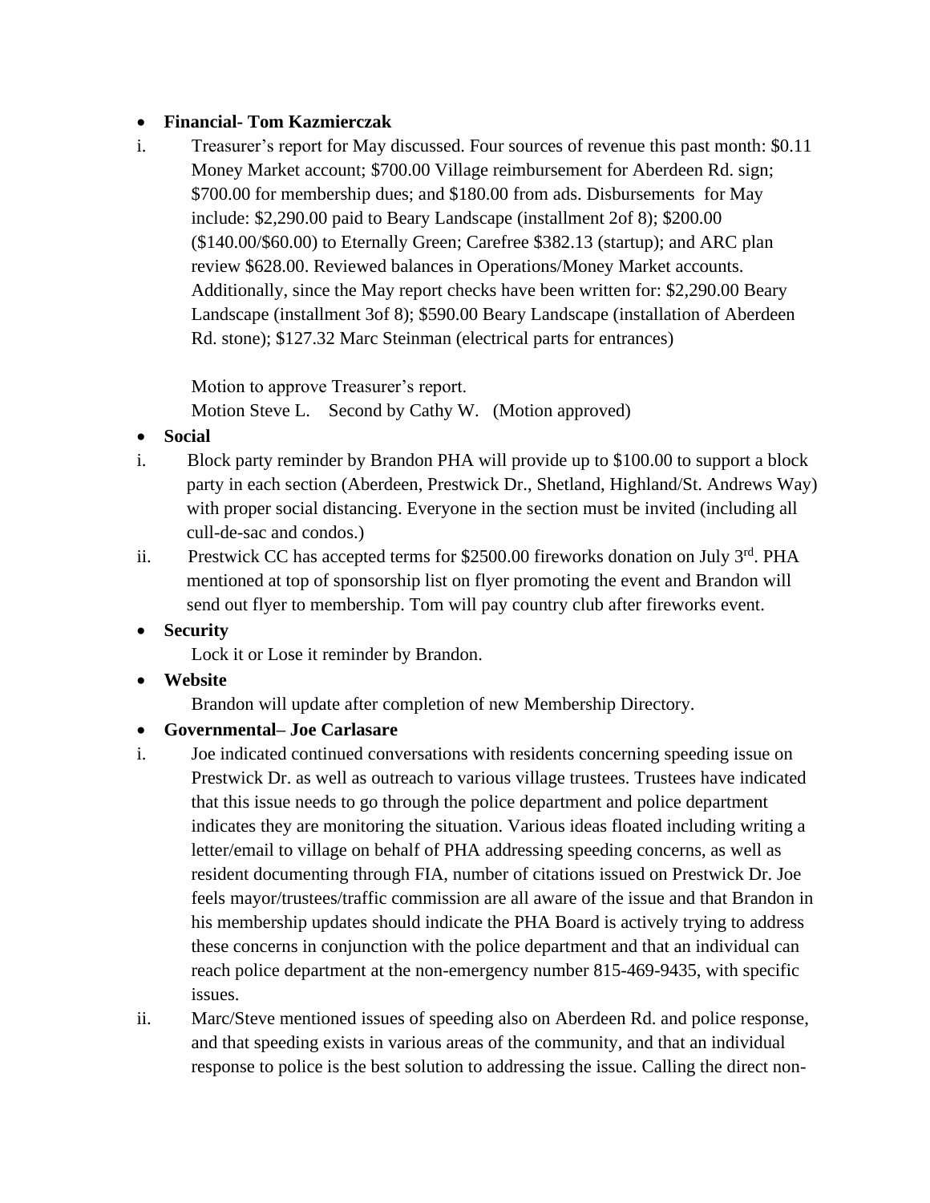- **Financial- Tom Kazmierczak**

i. Treasurer's report for May discussed. Four sources of revenue this past month: $0.11 Money Market account; $700.00 Village reimbursement for Aberdeen Rd. sign; $700.00 for membership dues; and $180.00 from ads. Disbursements for May include: $2,290.00 paid to Beary Landscape (installment 2of 8); $200.00 ($140.00/$60.00) to Eternally Green; Carefree $382.13 (startup); and ARC plan review $628.00. Reviewed balances in Operations/Money Market accounts. Additionally, since the May report checks have been written for: $2,290.00 Beary Landscape (installment 3of 8); $590.00 Beary Landscape (installation of Aberdeen Rd. stone); $127.32 Marc Steinman (electrical parts for entrances)

Motion to approve Treasurer's report.
Motion Steve L. Second by Cathy W. (Motion approved)

- **Social**

i. Block party reminder by Brandon PHA will provide up to $100.00 to support a block party in each section (Aberdeen, Prestwick Dr., Shetland, Highland/St. Andrews Way) with proper social distancing. Everyone in the section must be invited (including all cull-de-sac and condos.)

ii. Prestwick CC has accepted terms for $2500.00 fireworks donation on July 3rd. PHA mentioned at top of sponsorship list on flyer promoting the event and Brandon will send out flyer to membership. Tom will pay country club after fireworks event.

- **Security**

Lock it or Lose it reminder by Brandon.

- **Website**

Brandon will update after completion of new Membership Directory.

- **Governmental– Joe Carlasare**

i. Joe indicated continued conversations with residents concerning speeding issue on Prestwick Dr. as well as outreach to various village trustees. Trustees have indicated that this issue needs to go through the police department and police department indicates they are monitoring the situation. Various ideas floated including writing a letter/email to village on behalf of PHA addressing speeding concerns, as well as resident documenting through FIA, number of citations issued on Prestwick Dr. Joe feels mayor/trustees/traffic commission are all aware of the issue and that Brandon in his membership updates should indicate the PHA Board is actively trying to address these concerns in conjunction with the police department and that an individual can reach police department at the non-emergency number 815-469-9435, with specific issues.

ii. Marc/Steve mentioned issues of speeding also on Aberdeen Rd. and police response, and that speeding exists in various areas of the community, and that an individual response to police is the best solution to addressing the issue. Calling the direct non-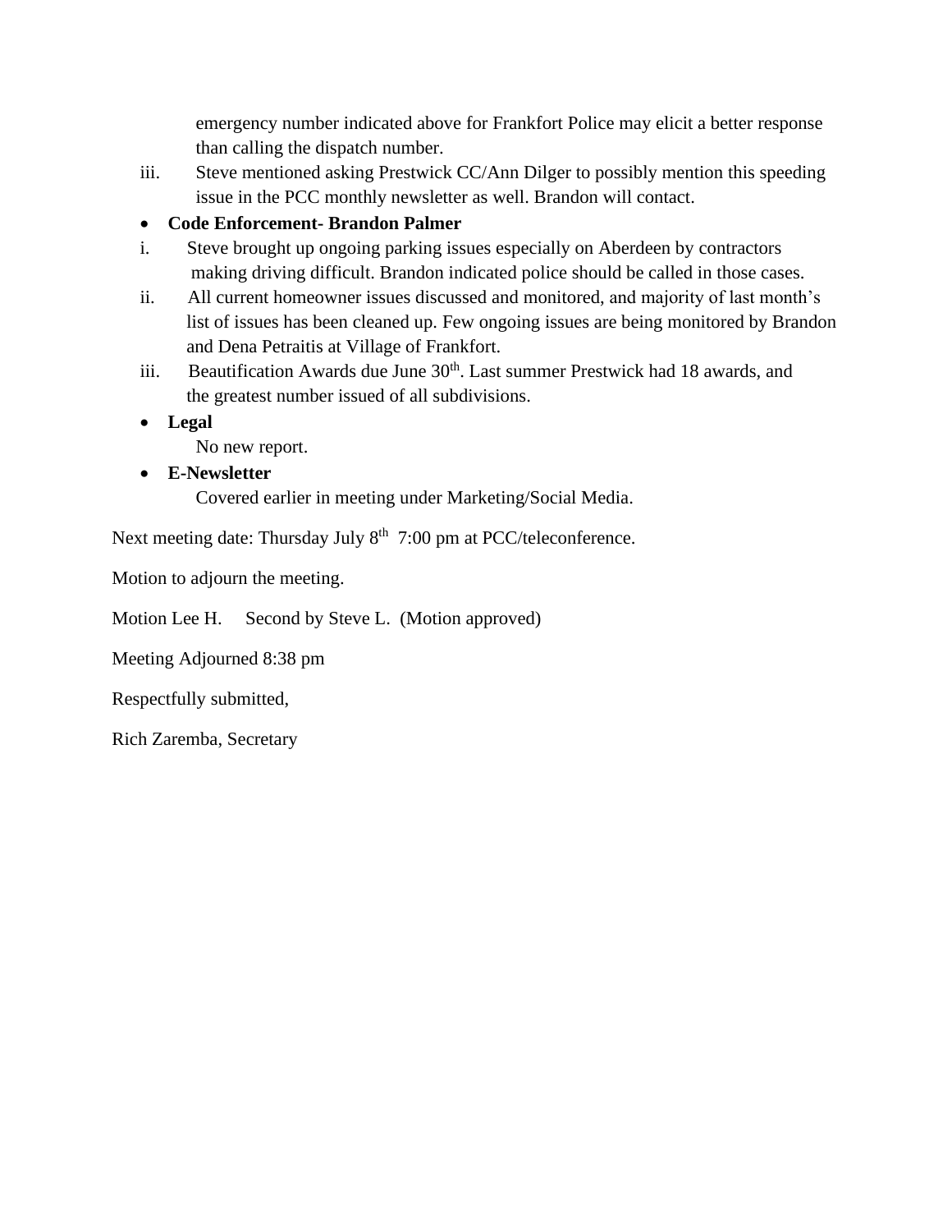emergency number indicated above for Frankfort Police may elicit a better response than calling the dispatch number.

iii. Steve mentioned asking Prestwick CC/Ann Dilger to possibly mention this speeding issue in the PCC monthly newsletter as well. Brandon will contact.

- **Code Enforcement- Brandon Palmer**

i. Steve brought up ongoing parking issues especially on Aberdeen by contractors making driving difficult. Brandon indicated police should be called in those cases.

ii. All current homeowner issues discussed and monitored, and majority of last month's list of issues has been cleaned up. Few ongoing issues are being monitored by Brandon and Dena Petraitis at Village of Frankfort.

iii. Beautification Awards due June 30th. Last summer Prestwick had 18 awards, and the greatest number issued of all subdivisions.

- **Legal**

  No new report.

- **E-Newsletter**

  Covered earlier in meeting under Marketing/Social Media.

Next meeting date: Thursday July 8th 7:00 pm at PCC/teleconference.

Motion to adjourn the meeting.

Motion Lee H. Second by Steve L. (Motion approved)

Meeting Adjourned 8:38 pm

Respectfully submitted,

Rich Zaremba, Secretary